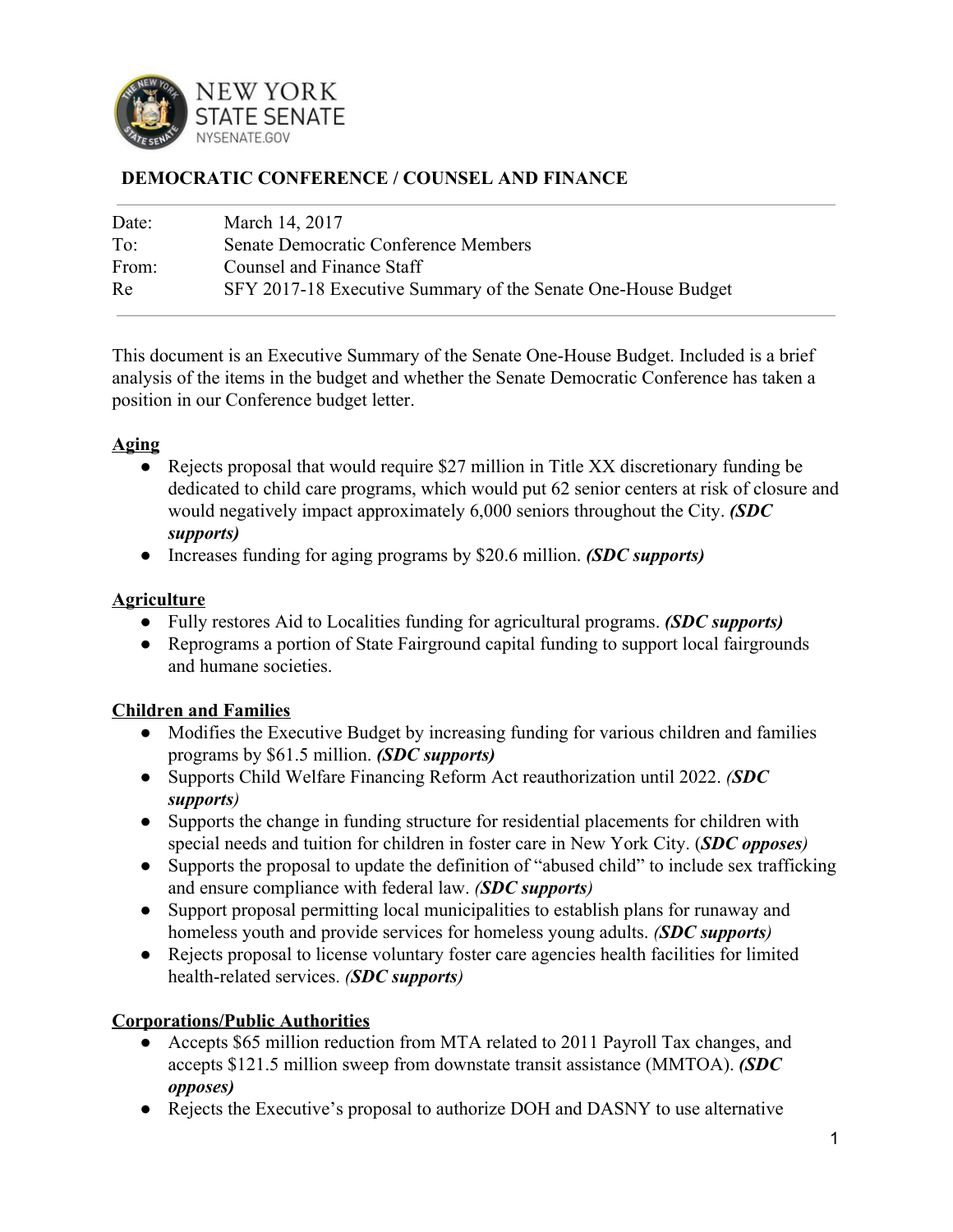**DEMOCRATIC CONFERENCE / COUNSEL AND FINANCE**

| | |
|---|---|
| Date: | March 14, 2017 |
| To: | Senate Democratic Conference Members |
| From: | Counsel and Finance Staff |
| Re | SFY 2017-18 Executive Summary of the Senate One-House Budget |

This document is an Executive Summary of the Senate One-House Budget. Included is a brief analysis of the items in the budget and whether the Senate Democratic Conference has taken a position in our Conference budget letter.

**Aging**

- Rejects proposal that would require $27 million in Title XX discretionary funding be dedicated to child care programs, which would put 62 senior centers at risk of closure and would negatively impact approximately 6,000 seniors throughout the City. ***(SDC supports)***
- Increases funding for aging programs by $20.6 million. ***(SDC supports)***

**Agriculture**

- Fully restores Aid to Localities funding for agricultural programs. ***(SDC supports)***
- Reprograms a portion of State Fairground capital funding to support local fairgrounds and humane societies.

**Children and Families**

- Modifies the Executive Budget by increasing funding for various children and families programs by $61.5 million. ***(SDC supports)***
- Supports Child Welfare Financing Reform Act reauthorization until 2022. ***(SDC supports)***
- Supports the change in funding structure for residential placements for children with special needs and tuition for children in foster care in New York City. ***(SDC opposes)***
- Supports the proposal to update the definition of "abused child" to include sex trafficking and ensure compliance with federal law. ***(SDC supports)***
- Support proposal permitting local municipalities to establish plans for runaway and homeless youth and provide services for homeless young adults. ***(SDC supports)***
- Rejects proposal to license voluntary foster care agencies health facilities for limited health-related services. ***(SDC supports)***

**Corporations/Public Authorities**

- Accepts $65 million reduction from MTA related to 2011 Payroll Tax changes, and accepts $121.5 million sweep from downstate transit assistance (MMTOA). ***(SDC opposes)***
- Rejects the Executive's proposal to authorize DOH and DASNY to use alternative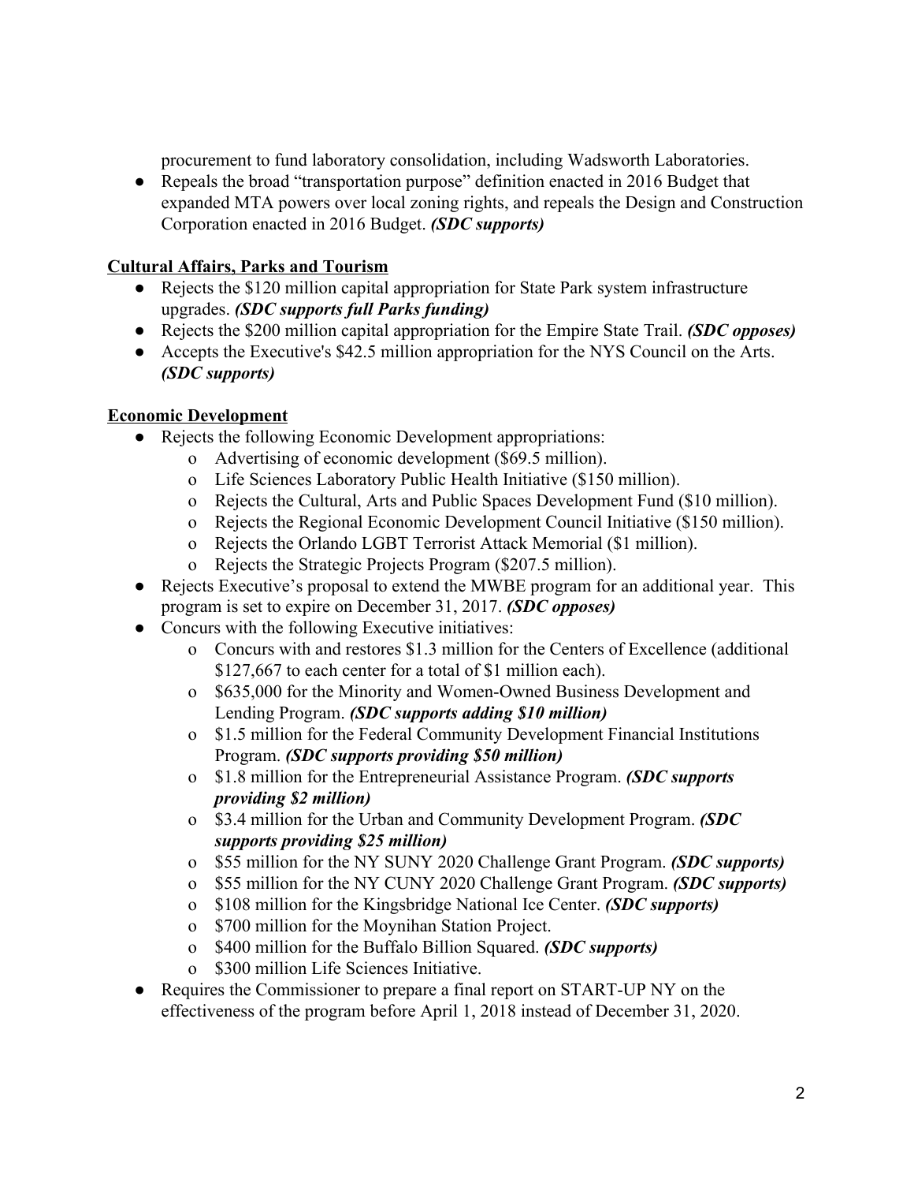procurement to fund laboratory consolidation, including Wadsworth Laboratories.

- Repeals the broad "transportation purpose" definition enacted in 2016 Budget that expanded MTA powers over local zoning rights, and repeals the Design and Construction Corporation enacted in 2016 Budget. ***(SDC supports)***

**Cultural Affairs, Parks and Tourism**

- Rejects the $120 million capital appropriation for State Park system infrastructure upgrades. ***(SDC supports full Parks funding)***
- Rejects the $200 million capital appropriation for the Empire State Trail. ***(SDC opposes)***
- Accepts the Executive's $42.5 million appropriation for the NYS Council on the Arts. ***(SDC supports)***

**Economic Development**

- Rejects the following Economic Development appropriations:
  - Advertising of economic development ($69.5 million).
  - Life Sciences Laboratory Public Health Initiative ($150 million).
  - Rejects the Cultural, Arts and Public Spaces Development Fund ($10 million).
  - Rejects the Regional Economic Development Council Initiative ($150 million).
  - Rejects the Orlando LGBT Terrorist Attack Memorial ($1 million).
  - Rejects the Strategic Projects Program ($207.5 million).
- Rejects Executive's proposal to extend the MWBE program for an additional year. This program is set to expire on December 31, 2017. ***(SDC opposes)***
- Concurs with the following Executive initiatives:
  - Concurs with and restores $1.3 million for the Centers of Excellence (additional $127,667 to each center for a total of $1 million each).
  - $635,000 for the Minority and Women-Owned Business Development and Lending Program. ***(SDC supports adding $10 million)***
  - $1.5 million for the Federal Community Development Financial Institutions Program. ***(SDC supports providing $50 million)***
  - $1.8 million for the Entrepreneurial Assistance Program. ***(SDC supports providing $2 million)***
  - $3.4 million for the Urban and Community Development Program. ***(SDC supports providing $25 million)***
  - $55 million for the NY SUNY 2020 Challenge Grant Program. ***(SDC supports)***
  - $55 million for the NY CUNY 2020 Challenge Grant Program. ***(SDC supports)***
  - $108 million for the Kingsbridge National Ice Center. ***(SDC supports)***
  - $700 million for the Moynihan Station Project.
  - $400 million for the Buffalo Billion Squared. ***(SDC supports)***
  - $300 million Life Sciences Initiative.
- Requires the Commissioner to prepare a final report on START-UP NY on the effectiveness of the program before April 1, 2018 instead of December 31, 2020.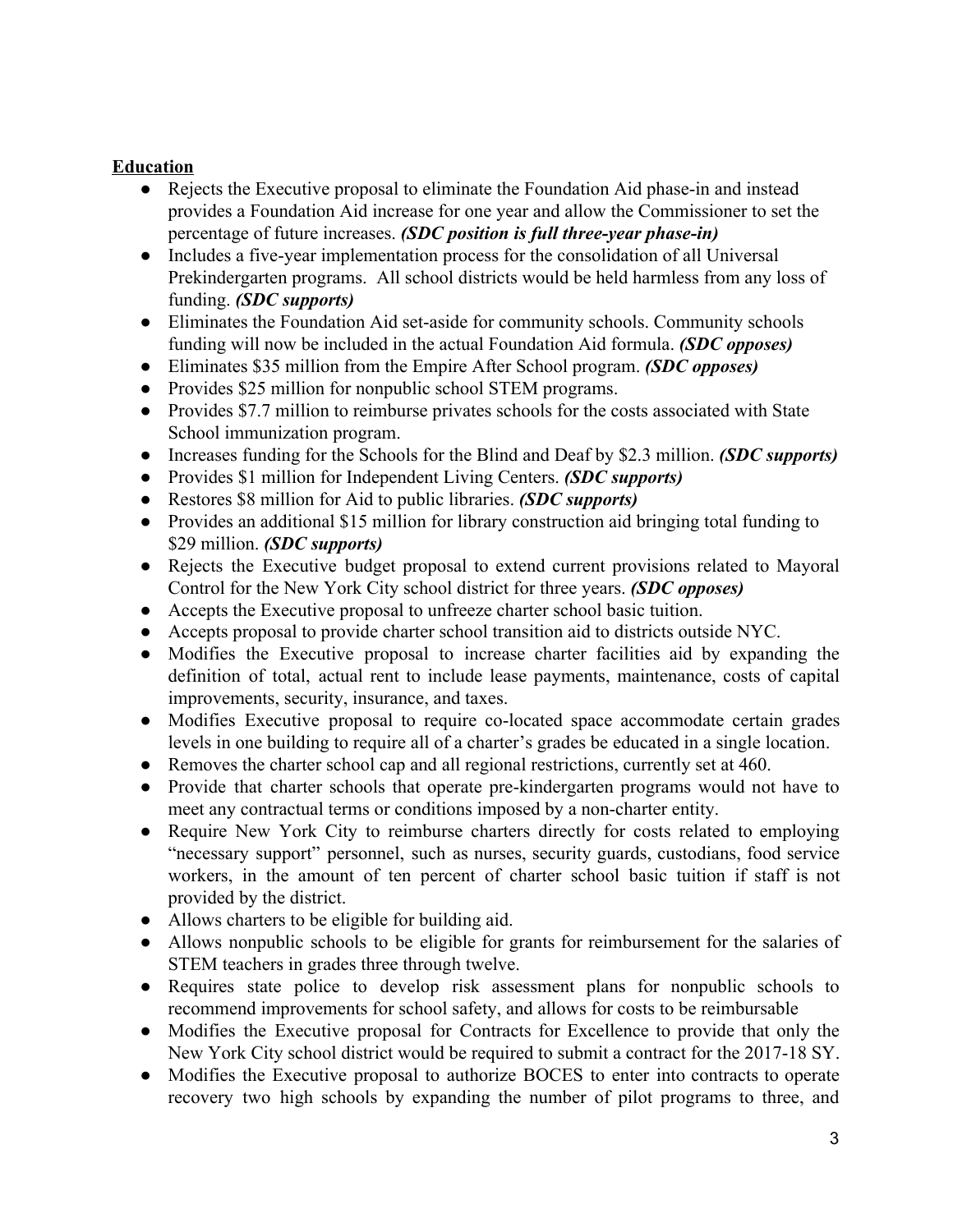**Education**

- Rejects the Executive proposal to eliminate the Foundation Aid phase-in and instead provides a Foundation Aid increase for one year and allow the Commissioner to set the percentage of future increases. ***(SDC position is full three-year phase-in)***
- Includes a five-year implementation process for the consolidation of all Universal Prekindergarten programs. All school districts would be held harmless from any loss of funding. ***(SDC supports)***
- Eliminates the Foundation Aid set-aside for community schools. Community schools funding will now be included in the actual Foundation Aid formula. ***(SDC opposes)***
- Eliminates $35 million from the Empire After School program. ***(SDC opposes)***
- Provides $25 million for nonpublic school STEM programs.
- Provides $7.7 million to reimburse privates schools for the costs associated with State School immunization program.
- Increases funding for the Schools for the Blind and Deaf by $2.3 million. ***(SDC supports)***
- Provides $1 million for Independent Living Centers. ***(SDC supports)***
- Restores $8 million for Aid to public libraries. ***(SDC supports)***
- Provides an additional $15 million for library construction aid bringing total funding to $29 million. ***(SDC supports)***
- Rejects the Executive budget proposal to extend current provisions related to Mayoral Control for the New York City school district for three years. ***(SDC opposes)***
- Accepts the Executive proposal to unfreeze charter school basic tuition.
- Accepts proposal to provide charter school transition aid to districts outside NYC.
- Modifies the Executive proposal to increase charter facilities aid by expanding the definition of total, actual rent to include lease payments, maintenance, costs of capital improvements, security, insurance, and taxes.
- Modifies Executive proposal to require co-located space accommodate certain grades levels in one building to require all of a charter's grades be educated in a single location.
- Removes the charter school cap and all regional restrictions, currently set at 460.
- Provide that charter schools that operate pre-kindergarten programs would not have to meet any contractual terms or conditions imposed by a non-charter entity.
- Require New York City to reimburse charters directly for costs related to employing "necessary support" personnel, such as nurses, security guards, custodians, food service workers, in the amount of ten percent of charter school basic tuition if staff is not provided by the district.
- Allows charters to be eligible for building aid.
- Allows nonpublic schools to be eligible for grants for reimbursement for the salaries of STEM teachers in grades three through twelve.
- Requires state police to develop risk assessment plans for nonpublic schools to recommend improvements for school safety, and allows for costs to be reimbursable
- Modifies the Executive proposal for Contracts for Excellence to provide that only the New York City school district would be required to submit a contract for the 2017-18 SY.
- Modifies the Executive proposal to authorize BOCES to enter into contracts to operate recovery two high schools by expanding the number of pilot programs to three, and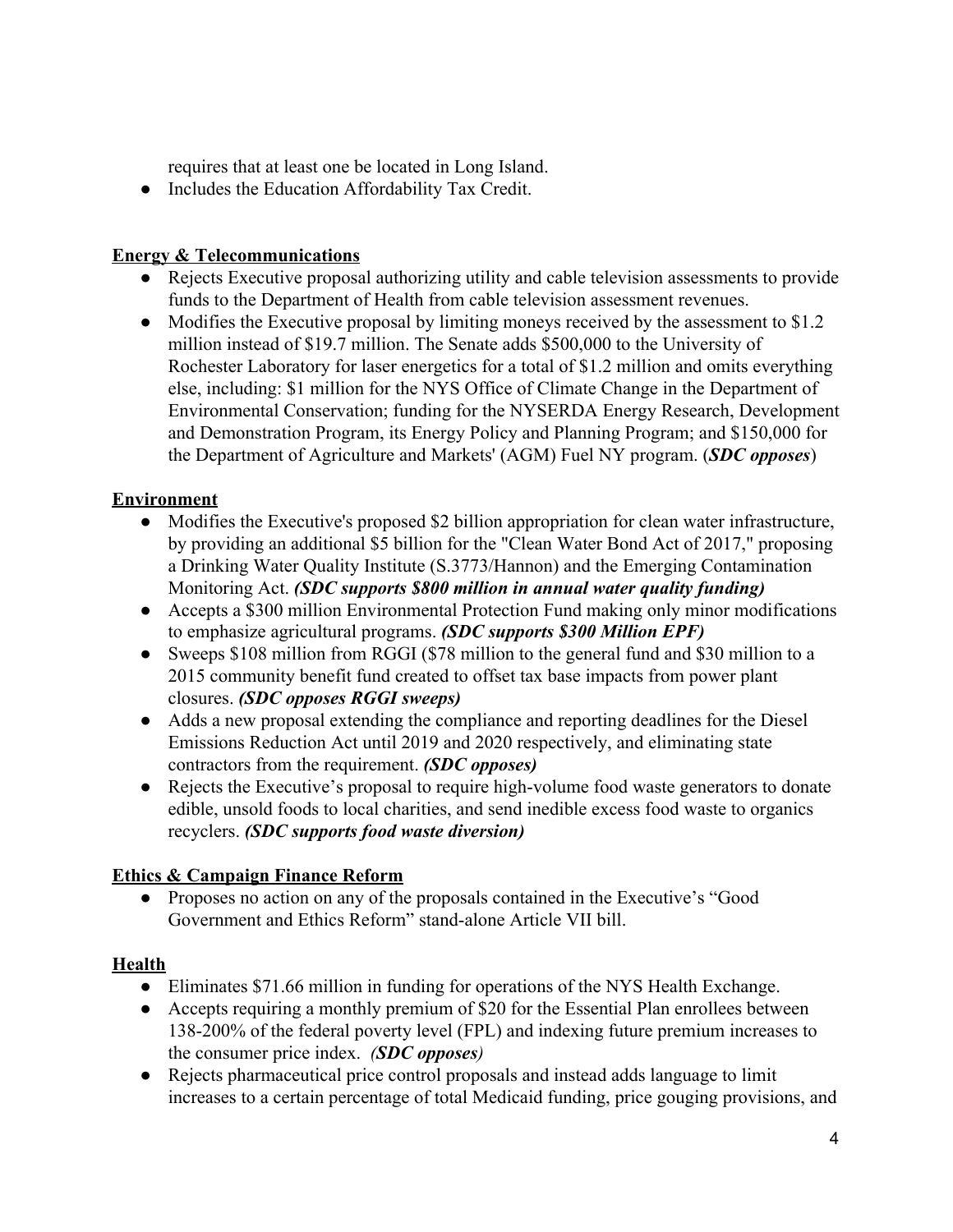requires that at least one be located in Long Island.

- Includes the Education Affordability Tax Credit.

**Energy & Telecommunications**

- Rejects Executive proposal authorizing utility and cable television assessments to provide funds to the Department of Health from cable television assessment revenues.
- Modifies the Executive proposal by limiting moneys received by the assessment to $1.2 million instead of $19.7 million. The Senate adds $500,000 to the University of Rochester Laboratory for laser energetics for a total of $1.2 million and omits everything else, including: $1 million for the NYS Office of Climate Change in the Department of Environmental Conservation; funding for the NYSERDA Energy Research, Development and Demonstration Program, its Energy Policy and Planning Program; and $150,000 for the Department of Agriculture and Markets' (AGM) Fuel NY program. (***SDC opposes***)

**Environment**

- Modifies the Executive's proposed $2 billion appropriation for clean water infrastructure, by providing an additional $5 billion for the "Clean Water Bond Act of 2017," proposing a Drinking Water Quality Institute (S.3773/Hannon) and the Emerging Contamination Monitoring Act. ***(SDC supports $800 million in annual water quality funding)***
- Accepts a $300 million Environmental Protection Fund making only minor modifications to emphasize agricultural programs. ***(SDC supports $300 Million EPF)***
- Sweeps $108 million from RGGI ($78 million to the general fund and $30 million to a 2015 community benefit fund created to offset tax base impacts from power plant closures. ***(SDC opposes RGGI sweeps)***
- Adds a new proposal extending the compliance and reporting deadlines for the Diesel Emissions Reduction Act until 2019 and 2020 respectively, and eliminating state contractors from the requirement. ***(SDC opposes)***
- Rejects the Executive's proposal to require high-volume food waste generators to donate edible, unsold foods to local charities, and send inedible excess food waste to organics recyclers. ***(SDC supports food waste diversion)***

**Ethics & Campaign Finance Reform**

- Proposes no action on any of the proposals contained in the Executive's "Good Government and Ethics Reform" stand-alone Article VII bill.

**Health**

- Eliminates $71.66 million in funding for operations of the NYS Health Exchange.
- Accepts requiring a monthly premium of $20 for the Essential Plan enrollees between 138-200% of the federal poverty level (FPL) and indexing future premium increases to the consumer price index. ***(SDC opposes)***
- Rejects pharmaceutical price control proposals and instead adds language to limit increases to a certain percentage of total Medicaid funding, price gouging provisions, and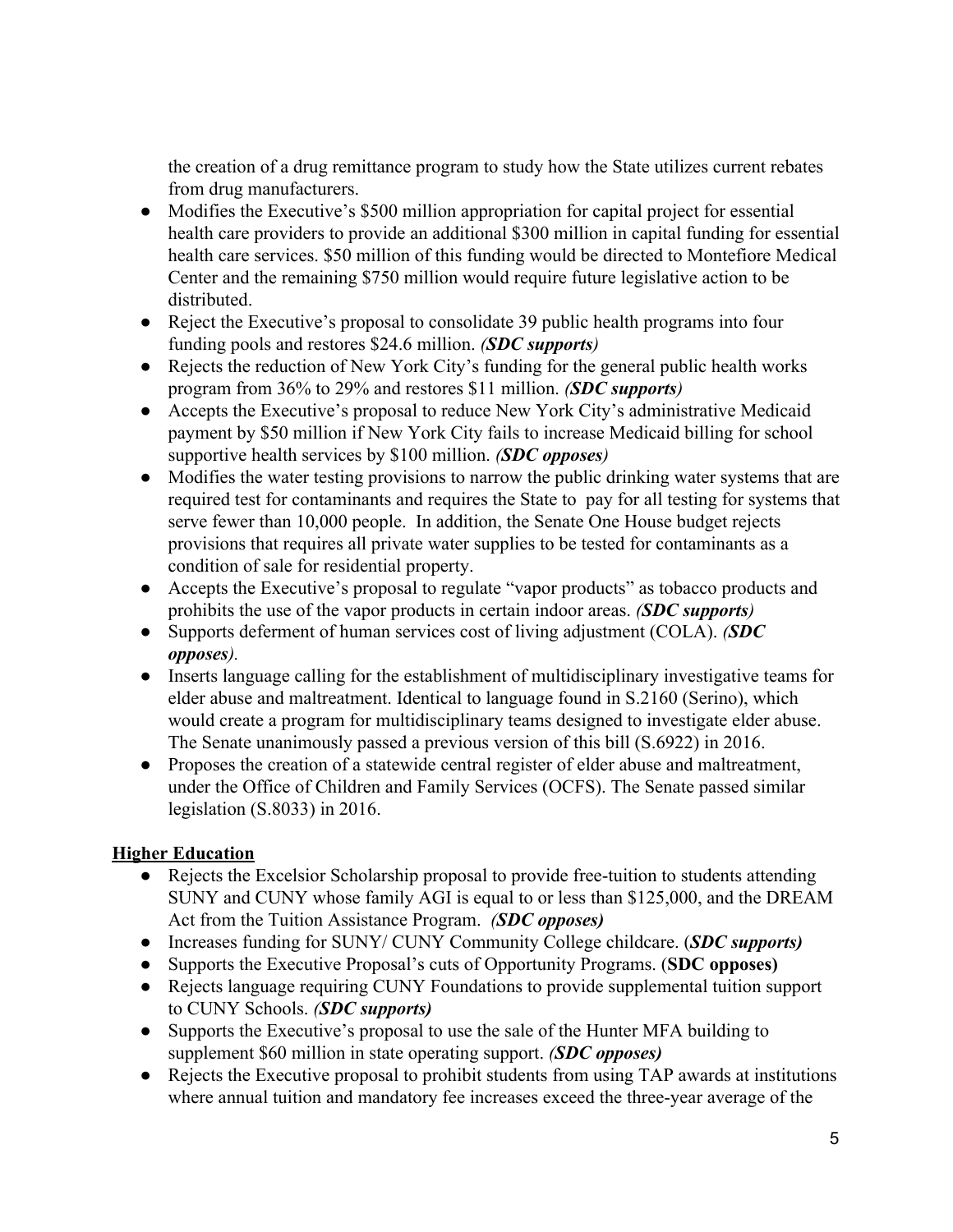the creation of a drug remittance program to study how the State utilizes current rebates from drug manufacturers.

- Modifies the Executive's $500 million appropriation for capital project for essential health care providers to provide an additional $300 million in capital funding for essential health care services. $50 million of this funding would be directed to Montefiore Medical Center and the remaining $750 million would require future legislative action to be distributed.
- Reject the Executive's proposal to consolidate 39 public health programs into four funding pools and restores $24.6 million. ***(SDC supports)***
- Rejects the reduction of New York City's funding for the general public health works program from 36% to 29% and restores $11 million. ***(SDC supports)***
- Accepts the Executive's proposal to reduce New York City's administrative Medicaid payment by $50 million if New York City fails to increase Medicaid billing for school supportive health services by $100 million. ***(SDC opposes)***
- Modifies the water testing provisions to narrow the public drinking water systems that are required test for contaminants and requires the State to pay for all testing for systems that serve fewer than 10,000 people. In addition, the Senate One House budget rejects provisions that requires all private water supplies to be tested for contaminants as a condition of sale for residential property.
- Accepts the Executive's proposal to regulate "vapor products" as tobacco products and prohibits the use of the vapor products in certain indoor areas. ***(SDC supports)***
- Supports deferment of human services cost of living adjustment (COLA). ***(SDC opposes)***.
- Inserts language calling for the establishment of multidisciplinary investigative teams for elder abuse and maltreatment. Identical to language found in S.2160 (Serino), which would create a program for multidisciplinary teams designed to investigate elder abuse. The Senate unanimously passed a previous version of this bill (S.6922) in 2016.
- Proposes the creation of a statewide central register of elder abuse and maltreatment, under the Office of Children and Family Services (OCFS). The Senate passed similar legislation (S.8033) in 2016.

**Higher Education**

- Rejects the Excelsior Scholarship proposal to provide free-tuition to students attending SUNY and CUNY whose family AGI is equal to or less than $125,000, and the DREAM Act from the Tuition Assistance Program. ***(SDC opposes)***
- Increases funding for SUNY/ CUNY Community College childcare. (***SDC supports)***
- Supports the Executive Proposal's cuts of Opportunity Programs. (**SDC opposes)**
- Rejects language requiring CUNY Foundations to provide supplemental tuition support to CUNY Schools. ***(SDC supports)***
- Supports the Executive's proposal to use the sale of the Hunter MFA building to supplement $60 million in state operating support. ***(SDC opposes)***
- Rejects the Executive proposal to prohibit students from using TAP awards at institutions where annual tuition and mandatory fee increases exceed the three-year average of the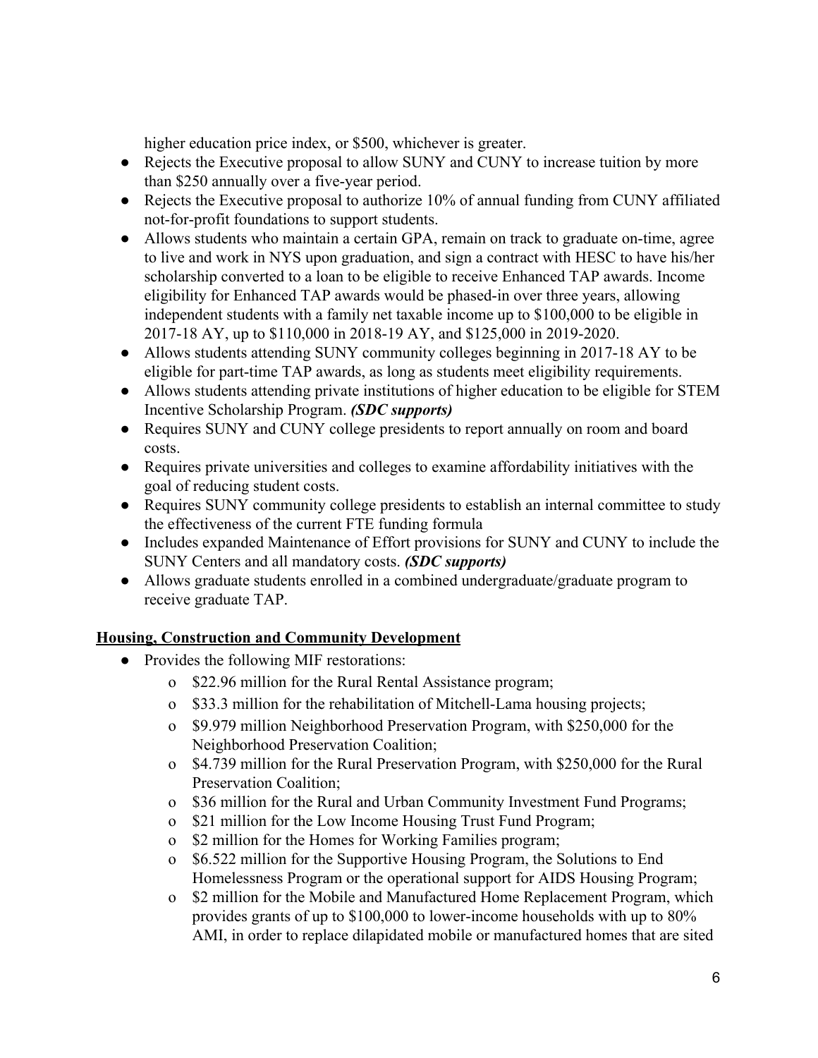higher education price index, or $500, whichever is greater.

- Rejects the Executive proposal to allow SUNY and CUNY to increase tuition by more than $250 annually over a five-year period.
- Rejects the Executive proposal to authorize 10% of annual funding from CUNY affiliated not-for-profit foundations to support students.
- Allows students who maintain a certain GPA, remain on track to graduate on-time, agree to live and work in NYS upon graduation, and sign a contract with HESC to have his/her scholarship converted to a loan to be eligible to receive Enhanced TAP awards. Income eligibility for Enhanced TAP awards would be phased-in over three years, allowing independent students with a family net taxable income up to $100,000 to be eligible in 2017-18 AY, up to $110,000 in 2018-19 AY, and $125,000 in 2019-2020.
- Allows students attending SUNY community colleges beginning in 2017-18 AY to be eligible for part-time TAP awards, as long as students meet eligibility requirements.
- Allows students attending private institutions of higher education to be eligible for STEM Incentive Scholarship Program. ***(SDC supports)***
- Requires SUNY and CUNY college presidents to report annually on room and board costs.
- Requires private universities and colleges to examine affordability initiatives with the goal of reducing student costs.
- Requires SUNY community college presidents to establish an internal committee to study the effectiveness of the current FTE funding formula
- Includes expanded Maintenance of Effort provisions for SUNY and CUNY to include the SUNY Centers and all mandatory costs. ***(SDC supports)***
- Allows graduate students enrolled in a combined undergraduate/graduate program to receive graduate TAP.

**Housing, Construction and Community Development**

- Provides the following MIF restorations:
  - $22.96 million for the Rural Rental Assistance program;
  - $33.3 million for the rehabilitation of Mitchell-Lama housing projects;
  - $9.979 million Neighborhood Preservation Program, with $250,000 for the Neighborhood Preservation Coalition;
  - $4.739 million for the Rural Preservation Program, with $250,000 for the Rural Preservation Coalition;
  - $36 million for the Rural and Urban Community Investment Fund Programs;
  - $21 million for the Low Income Housing Trust Fund Program;
  - $2 million for the Homes for Working Families program;
  - $6.522 million for the Supportive Housing Program, the Solutions to End Homelessness Program or the operational support for AIDS Housing Program;
  - $2 million for the Mobile and Manufactured Home Replacement Program, which provides grants of up to $100,000 to lower-income households with up to 80% AMI, in order to replace dilapidated mobile or manufactured homes that are sited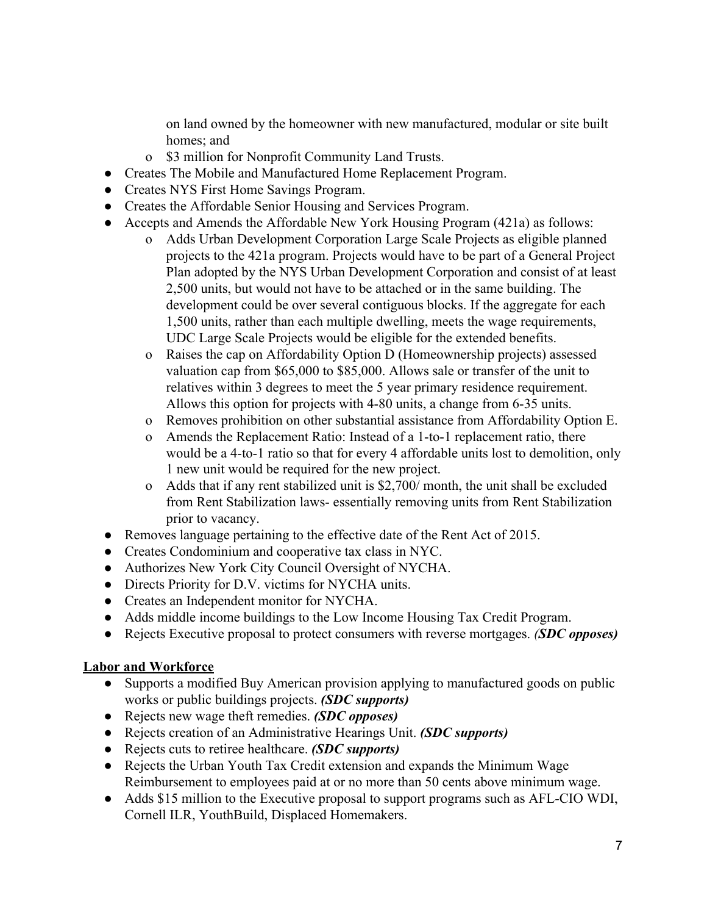- on land owned by the homeowner with new manufactured, modular or site built homes; and
   - $3 million for Nonprofit Community Land Trusts.
- Creates The Mobile and Manufactured Home Replacement Program.
- Creates NYS First Home Savings Program.
- Creates the Affordable Senior Housing and Services Program.
- Accepts and Amends the Affordable New York Housing Program (421a) as follows:
   - Adds Urban Development Corporation Large Scale Projects as eligible planned projects to the 421a program. Projects would have to be part of a General Project Plan adopted by the NYS Urban Development Corporation and consist of at least 2,500 units, but would not have to be attached or in the same building. The development could be over several contiguous blocks. If the aggregate for each 1,500 units, rather than each multiple dwelling, meets the wage requirements, UDC Large Scale Projects would be eligible for the extended benefits.
   - Raises the cap on Affordability Option D (Homeownership projects) assessed valuation cap from $65,000 to $85,000. Allows sale or transfer of the unit to relatives within 3 degrees to meet the 5 year primary residence requirement. Allows this option for projects with 4-80 units, a change from 6-35 units.
   - Removes prohibition on other substantial assistance from Affordability Option E.
   - Amends the Replacement Ratio: Instead of a 1-to-1 replacement ratio, there would be a 4-to-1 ratio so that for every 4 affordable units lost to demolition, only 1 new unit would be required for the new project.
   - Adds that if any rent stabilized unit is $2,700/ month, the unit shall be excluded from Rent Stabilization laws- essentially removing units from Rent Stabilization prior to vacancy.
- Removes language pertaining to the effective date of the Rent Act of 2015.
- Creates Condominium and cooperative tax class in NYC.
- Authorizes New York City Council Oversight of NYCHA.
- Directs Priority for D.V. victims for NYCHA units.
- Creates an Independent monitor for NYCHA.
- Adds middle income buildings to the Low Income Housing Tax Credit Program.
- Rejects Executive proposal to protect consumers with reverse mortgages. ***(SDC opposes)***

**Labor and Workforce**

- Supports a modified Buy American provision applying to manufactured goods on public works or public buildings projects. ***(SDC supports)***
- Rejects new wage theft remedies. ***(SDC opposes)***
- Rejects creation of an Administrative Hearings Unit. ***(SDC supports)***
- Rejects cuts to retiree healthcare. ***(SDC supports)***
- Rejects the Urban Youth Tax Credit extension and expands the Minimum Wage Reimbursement to employees paid at or no more than 50 cents above minimum wage.
- Adds $15 million to the Executive proposal to support programs such as AFL-CIO WDI, Cornell ILR, YouthBuild, Displaced Homemakers.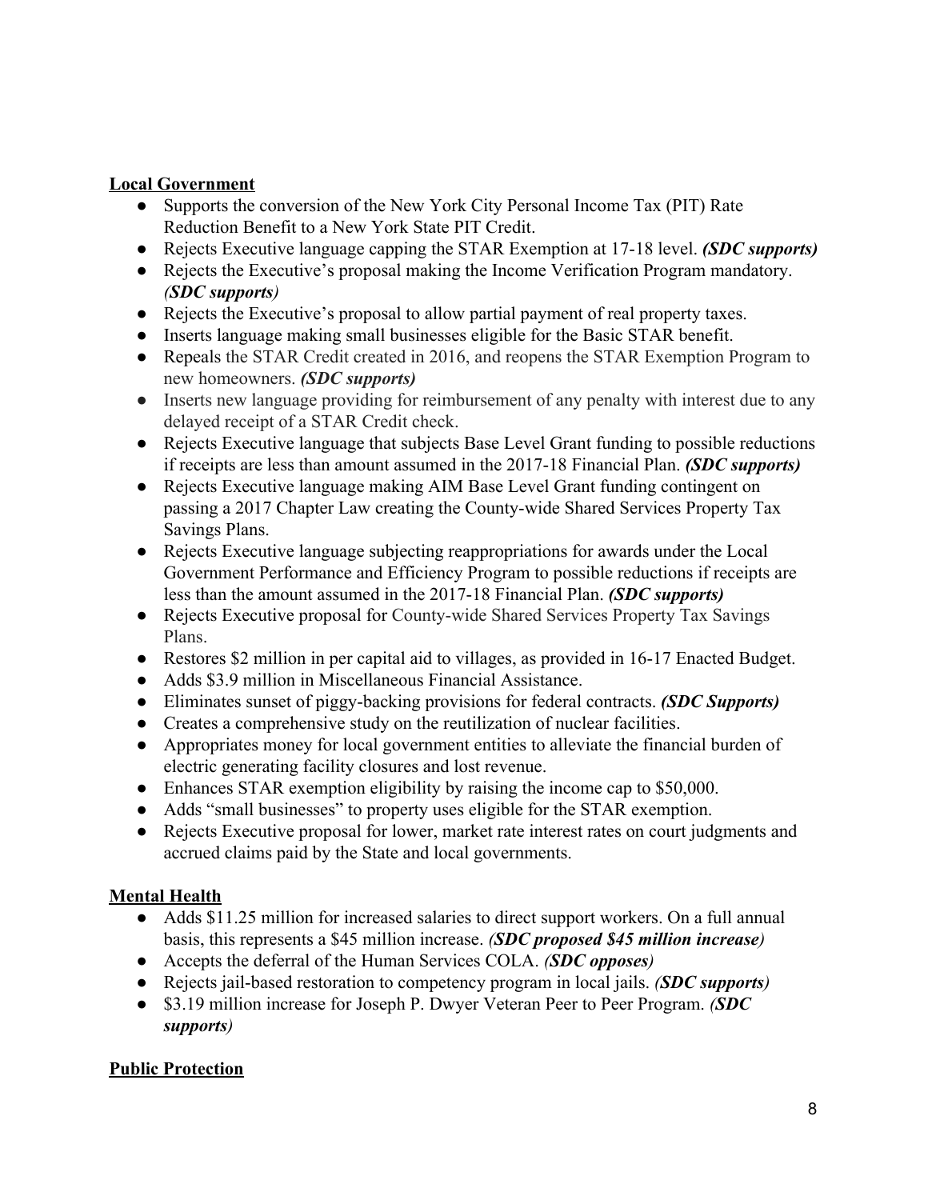**Local Government**

- Supports the conversion of the New York City Personal Income Tax (PIT) Rate Reduction Benefit to a New York State PIT Credit.
- Rejects Executive language capping the STAR Exemption at 17-18 level. ***(SDC supports)***
- Rejects the Executive's proposal making the Income Verification Program mandatory. ***(SDC supports)***
- Rejects the Executive's proposal to allow partial payment of real property taxes.
- Inserts language making small businesses eligible for the Basic STAR benefit.
- Repeals the STAR Credit created in 2016, and reopens the STAR Exemption Program to new homeowners. ***(SDC supports)***
- Inserts new language providing for reimbursement of any penalty with interest due to any delayed receipt of a STAR Credit check.
- Rejects Executive language that subjects Base Level Grant funding to possible reductions if receipts are less than amount assumed in the 2017-18 Financial Plan. ***(SDC supports)***
- Rejects Executive language making AIM Base Level Grant funding contingent on passing a 2017 Chapter Law creating the County-wide Shared Services Property Tax Savings Plans.
- Rejects Executive language subjecting reappropriations for awards under the Local Government Performance and Efficiency Program to possible reductions if receipts are less than the amount assumed in the 2017-18 Financial Plan. ***(SDC supports)***
- Rejects Executive proposal for County-wide Shared Services Property Tax Savings Plans.
- Restores $2 million in per capital aid to villages, as provided in 16-17 Enacted Budget.
- Adds $3.9 million in Miscellaneous Financial Assistance.
- Eliminates sunset of piggy-backing provisions for federal contracts. ***(SDC Supports)***
- Creates a comprehensive study on the reutilization of nuclear facilities.
- Appropriates money for local government entities to alleviate the financial burden of electric generating facility closures and lost revenue.
- Enhances STAR exemption eligibility by raising the income cap to $50,000.
- Adds "small businesses" to property uses eligible for the STAR exemption.
- Rejects Executive proposal for lower, market rate interest rates on court judgments and accrued claims paid by the State and local governments.

**Mental Health**

- Adds $11.25 million for increased salaries to direct support workers. On a full annual basis, this represents a $45 million increase. ***(SDC proposed $45 million increase)***
- Accepts the deferral of the Human Services COLA. ***(SDC opposes)***
- Rejects jail-based restoration to competency program in local jails. ***(SDC supports)***
- $3.19 million increase for Joseph P. Dwyer Veteran Peer to Peer Program. ***(SDC supports)***

**Public Protection**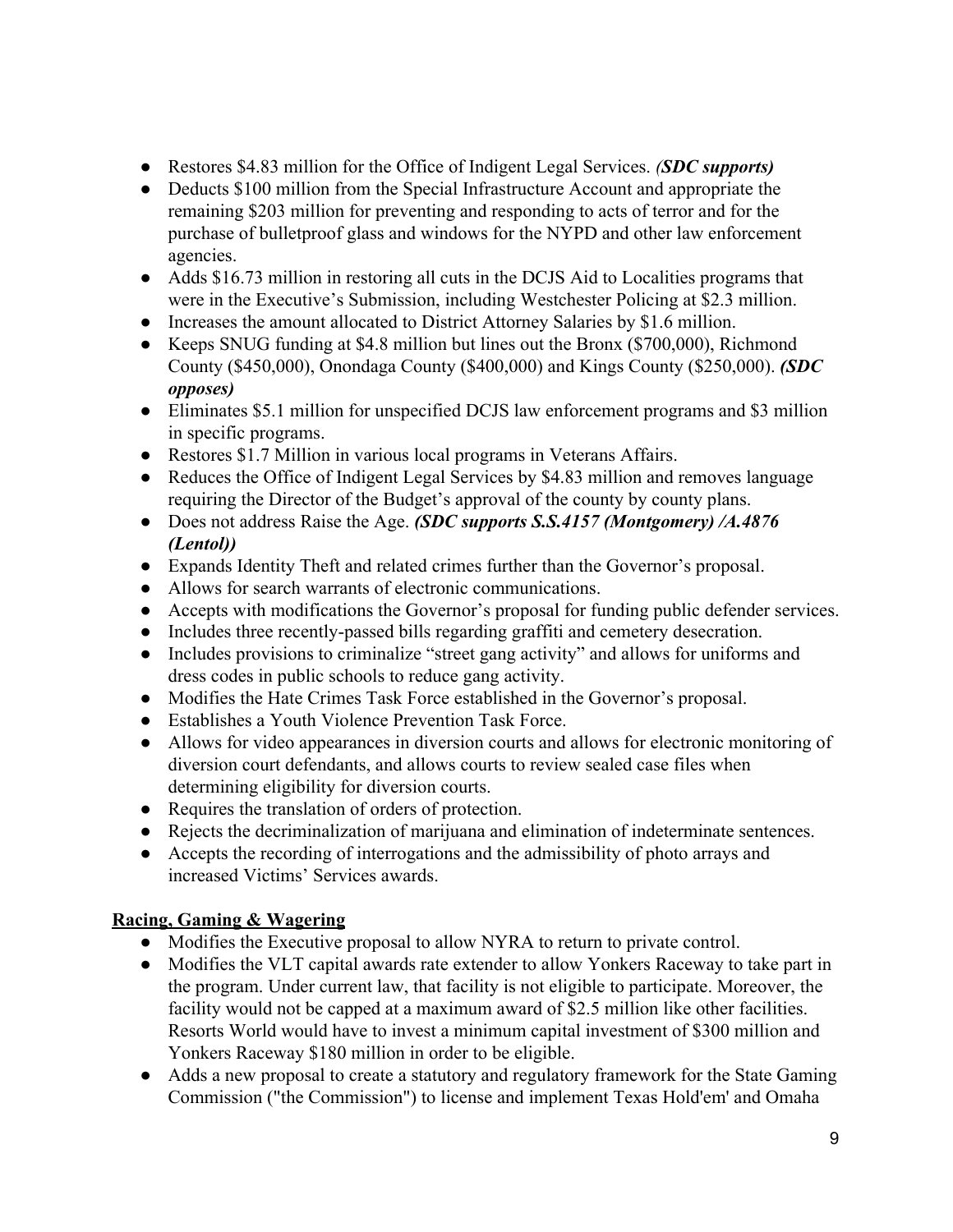- Restores $4.83 million for the Office of Indigent Legal Services. ***(SDC supports)***
- Deducts $100 million from the Special Infrastructure Account and appropriate the remaining $203 million for preventing and responding to acts of terror and for the purchase of bulletproof glass and windows for the NYPD and other law enforcement agencies.
- Adds $16.73 million in restoring all cuts in the DCJS Aid to Localities programs that were in the Executive's Submission, including Westchester Policing at $2.3 million.
- Increases the amount allocated to District Attorney Salaries by $1.6 million.
- Keeps SNUG funding at $4.8 million but lines out the Bronx ($700,000), Richmond County ($450,000), Onondaga County ($400,000) and Kings County ($250,000). ***(SDC opposes)***
- Eliminates $5.1 million for unspecified DCJS law enforcement programs and $3 million in specific programs.
- Restores $1.7 Million in various local programs in Veterans Affairs.
- Reduces the Office of Indigent Legal Services by $4.83 million and removes language requiring the Director of the Budget's approval of the county by county plans.
- Does not address Raise the Age. ***(SDC supports S.S.4157 (Montgomery) /A.4876 (Lentol))***
- Expands Identity Theft and related crimes further than the Governor's proposal.
- Allows for search warrants of electronic communications.
- Accepts with modifications the Governor's proposal for funding public defender services.
- Includes three recently-passed bills regarding graffiti and cemetery desecration.
- Includes provisions to criminalize "street gang activity" and allows for uniforms and dress codes in public schools to reduce gang activity.
- Modifies the Hate Crimes Task Force established in the Governor's proposal.
- Establishes a Youth Violence Prevention Task Force.
- Allows for video appearances in diversion courts and allows for electronic monitoring of diversion court defendants, and allows courts to review sealed case files when determining eligibility for diversion courts.
- Requires the translation of orders of protection.
- Rejects the decriminalization of marijuana and elimination of indeterminate sentences.
- Accepts the recording of interrogations and the admissibility of photo arrays and increased Victims' Services awards.

**<u>Racing, Gaming & Wagering</u>**

- Modifies the Executive proposal to allow NYRA to return to private control.
- Modifies the VLT capital awards rate extender to allow Yonkers Raceway to take part in the program. Under current law, that facility is not eligible to participate. Moreover, the facility would not be capped at a maximum award of $2.5 million like other facilities. Resorts World would have to invest a minimum capital investment of $300 million and Yonkers Raceway $180 million in order to be eligible.
- Adds a new proposal to create a statutory and regulatory framework for the State Gaming Commission ("the Commission") to license and implement Texas Hold'em' and Omaha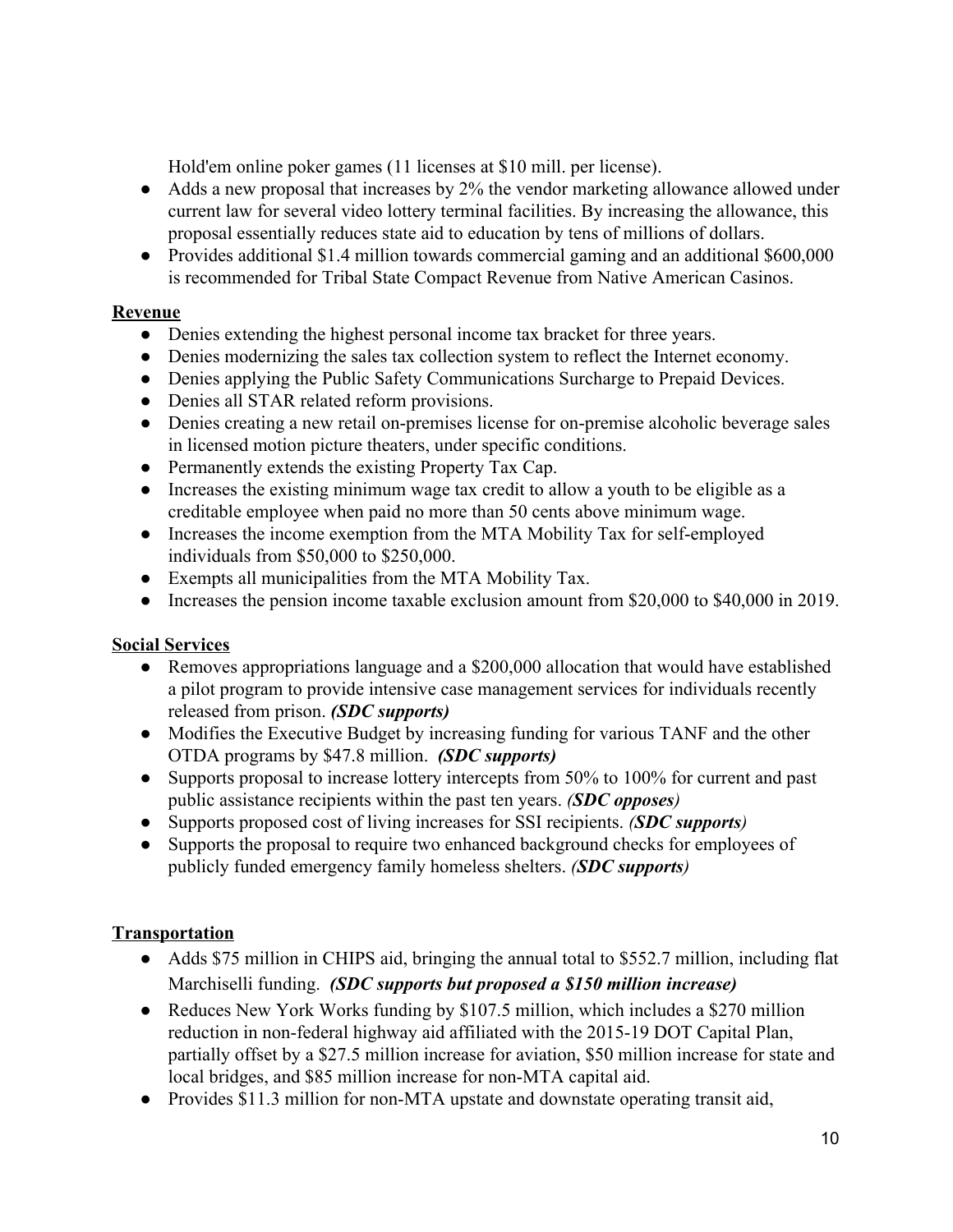Hold'em online poker games (11 licenses at $10 mill. per license).

- Adds a new proposal that increases by 2% the vendor marketing allowance allowed under current law for several video lottery terminal facilities. By increasing the allowance, this proposal essentially reduces state aid to education by tens of millions of dollars.
- Provides additional $1.4 million towards commercial gaming and an additional $600,000 is recommended for Tribal State Compact Revenue from Native American Casinos.

**Revenue**

- Denies extending the highest personal income tax bracket for three years.
- Denies modernizing the sales tax collection system to reflect the Internet economy.
- Denies applying the Public Safety Communications Surcharge to Prepaid Devices.
- Denies all STAR related reform provisions.
- Denies creating a new retail on-premises license for on-premise alcoholic beverage sales in licensed motion picture theaters, under specific conditions.
- Permanently extends the existing Property Tax Cap.
- Increases the existing minimum wage tax credit to allow a youth to be eligible as a creditable employee when paid no more than 50 cents above minimum wage.
- Increases the income exemption from the MTA Mobility Tax for self-employed individuals from $50,000 to $250,000.
- Exempts all municipalities from the MTA Mobility Tax.
- Increases the pension income taxable exclusion amount from $20,000 to $40,000 in 2019.

**Social Services**

- Removes appropriations language and a $200,000 allocation that would have established a pilot program to provide intensive case management services for individuals recently released from prison. ***(SDC supports)***
- Modifies the Executive Budget by increasing funding for various TANF and the other OTDA programs by $47.8 million. ***(SDC supports)***
- Supports proposal to increase lottery intercepts from 50% to 100% for current and past public assistance recipients within the past ten years. ***(SDC opposes)***
- Supports proposed cost of living increases for SSI recipients. ***(SDC supports)***
- Supports the proposal to require two enhanced background checks for employees of publicly funded emergency family homeless shelters. ***(SDC supports)***

**Transportation**

- Adds $75 million in CHIPS aid, bringing the annual total to $552.7 million, including flat Marchiselli funding. ***(SDC supports but proposed a $150 million increase)***
- Reduces New York Works funding by $107.5 million, which includes a $270 million reduction in non-federal highway aid affiliated with the 2015-19 DOT Capital Plan, partially offset by a $27.5 million increase for aviation, $50 million increase for state and local bridges, and $85 million increase for non-MTA capital aid.
- Provides $11.3 million for non-MTA upstate and downstate operating transit aid,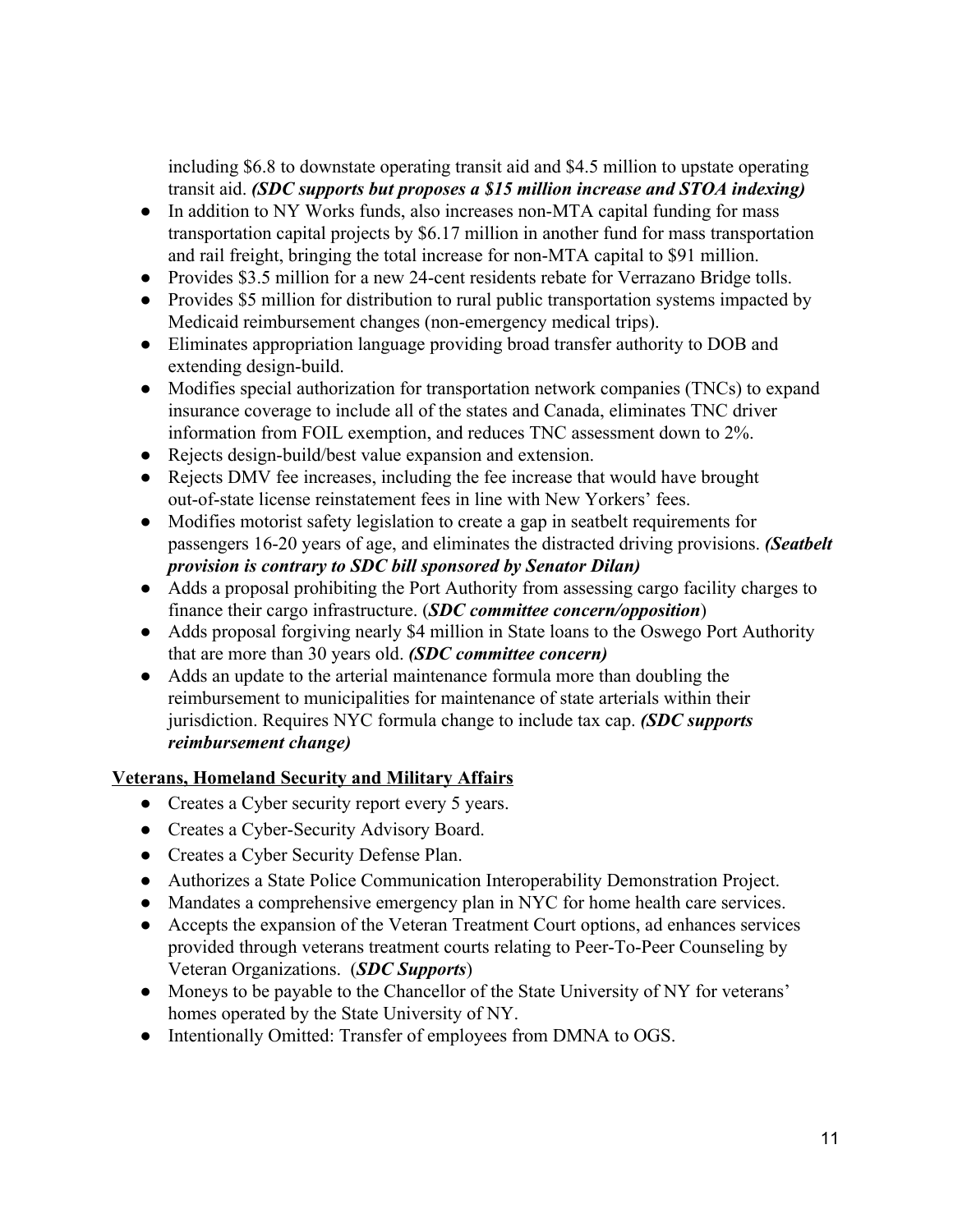including $6.8 to downstate operating transit aid and $4.5 million to upstate operating transit aid. ***(SDC supports but proposes a $15 million increase and STOA indexing)***

- In addition to NY Works funds, also increases non-MTA capital funding for mass transportation capital projects by $6.17 million in another fund for mass transportation and rail freight, bringing the total increase for non-MTA capital to $91 million.
- Provides $3.5 million for a new 24-cent residents rebate for Verrazano Bridge tolls.
- Provides $5 million for distribution to rural public transportation systems impacted by Medicaid reimbursement changes (non-emergency medical trips).
- Eliminates appropriation language providing broad transfer authority to DOB and extending design-build.
- Modifies special authorization for transportation network companies (TNCs) to expand insurance coverage to include all of the states and Canada, eliminates TNC driver information from FOIL exemption, and reduces TNC assessment down to 2%.
- Rejects design-build/best value expansion and extension.
- Rejects DMV fee increases, including the fee increase that would have brought out-of-state license reinstatement fees in line with New Yorkers' fees.
- Modifies motorist safety legislation to create a gap in seatbelt requirements for passengers 16-20 years of age, and eliminates the distracted driving provisions. ***(Seatbelt provision is contrary to SDC bill sponsored by Senator Dilan)***
- Adds a proposal prohibiting the Port Authority from assessing cargo facility charges to finance their cargo infrastructure. (***SDC committee concern/opposition***)
- Adds proposal forgiving nearly $4 million in State loans to the Oswego Port Authority that are more than 30 years old. ***(SDC committee concern)***
- Adds an update to the arterial maintenance formula more than doubling the reimbursement to municipalities for maintenance of state arterials within their jurisdiction. Requires NYC formula change to include tax cap. ***(SDC supports reimbursement change)***

## Veterans, Homeland Security and Military Affairs

- Creates a Cyber security report every 5 years.
- Creates a Cyber-Security Advisory Board.
- Creates a Cyber Security Defense Plan.
- Authorizes a State Police Communication Interoperability Demonstration Project.
- Mandates a comprehensive emergency plan in NYC for home health care services.
- Accepts the expansion of the Veteran Treatment Court options, ad enhances services provided through veterans treatment courts relating to Peer-To-Peer Counseling by Veteran Organizations. (***SDC Supports***)
- Moneys to be payable to the Chancellor of the State University of NY for veterans' homes operated by the State University of NY.
- Intentionally Omitted: Transfer of employees from DMNA to OGS.